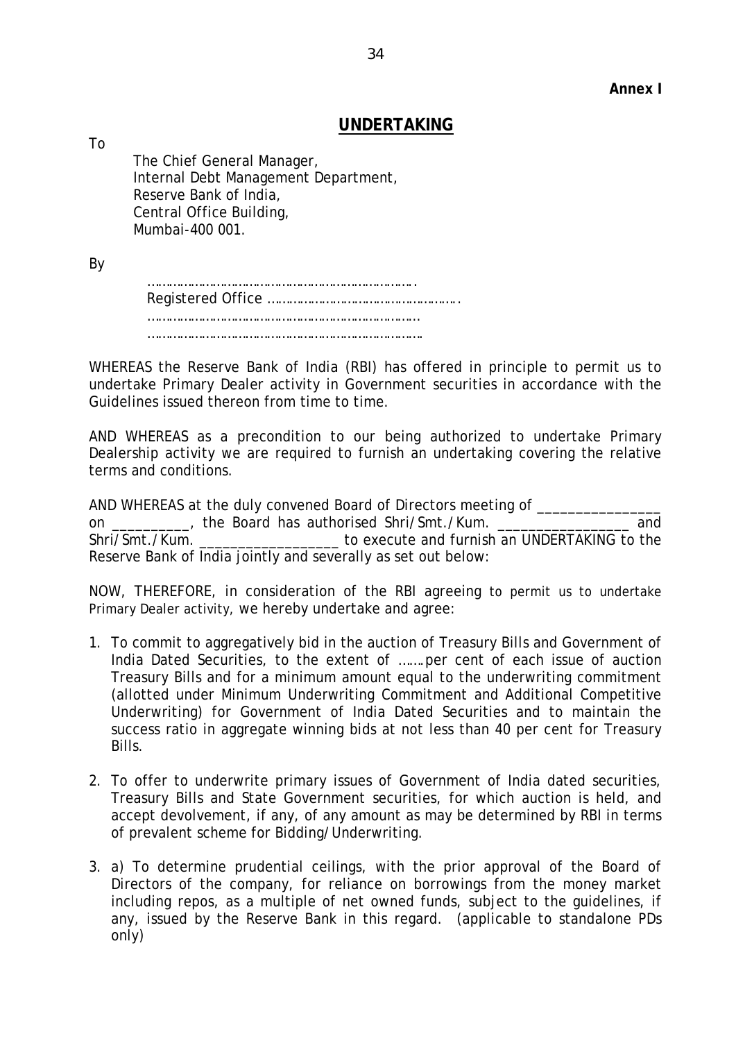**Annex I**

# UNDERTAKING

To

The Chief General Manager,
Internal Debt Management Department,
Reserve Bank of India,
Central Office Building,
Mumbai-400 001.

By

……………………………………………………………….
Registered Office …………………………………………….
………………………………………………………………..
………………………………………………………………..

WHEREAS the Reserve Bank of India (RBI) has offered in principle to permit us to undertake Primary Dealer activity in Government securities in accordance with the Guidelines issued thereon from time to time.

AND WHEREAS as a precondition to our being authorized to undertake Primary Dealership activity we are required to furnish an undertaking covering the relative terms and conditions.

AND WHEREAS at the duly convened Board of Directors meeting of ________________ on __________, the Board has authorised Shri/Smt./Kum. ________________ and Shri/Smt./Kum. __________________ to execute and furnish an UNDERTAKING to the Reserve Bank of India jointly and severally as set out below:

NOW, THEREFORE, in consideration of the RBI agreeing to permit us to undertake Primary Dealer activity, we hereby undertake and agree:

1. To commit to aggregatively bid in the auction of Treasury Bills and Government of India Dated Securities, to the extent of ……per cent of each issue of auction Treasury Bills and for a minimum amount equal to the underwriting commitment (allotted under Minimum Underwriting Commitment and Additional Competitive Underwriting) for Government of India Dated Securities and to maintain the success ratio in aggregate winning bids at not less than 40 per cent for Treasury Bills.

2. To offer to underwrite primary issues of Government of India dated securities, Treasury Bills and State Government securities, for which auction is held, and accept devolvement, if any, of any amount as may be determined by RBI in terms of prevalent scheme for Bidding/Underwriting.

3. a) To determine prudential ceilings, with the prior approval of the Board of Directors of the company, for reliance on borrowings from the money market including repos, as a multiple of net owned funds, subject to the guidelines, if any, issued by the Reserve Bank in this regard. (applicable to standalone PDs only)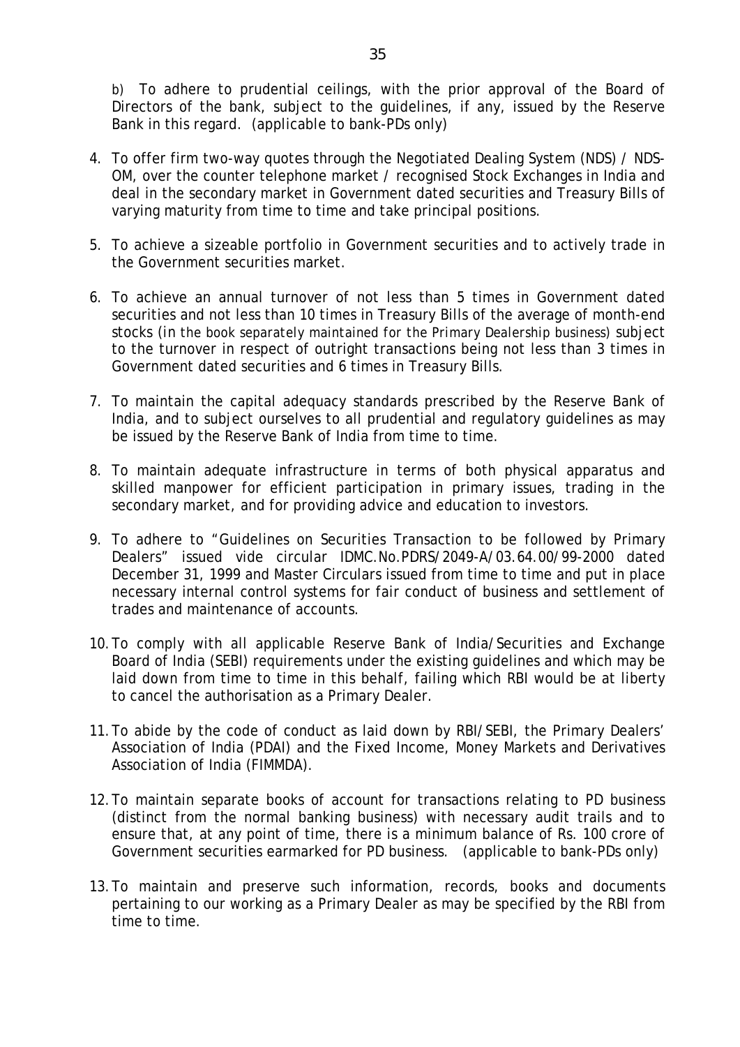b) To adhere to prudential ceilings, with the prior approval of the Board of Directors of the bank, subject to the guidelines, if any, issued by the Reserve Bank in this regard. (applicable to bank-PDs only)

4. To offer firm two-way quotes through the Negotiated Dealing System (NDS) / NDS-OM, over the counter telephone market / recognised Stock Exchanges in India and deal in the secondary market in Government dated securities and Treasury Bills of varying maturity from time to time and take principal positions.

5. To achieve a sizeable portfolio in Government securities and to actively trade in the Government securities market.

6. To achieve an annual turnover of not less than 5 times in Government dated securities and not less than 10 times in Treasury Bills of the average of month-end stocks (in the book separately maintained for the Primary Dealership business) subject to the turnover in respect of outright transactions being not less than 3 times in Government dated securities and 6 times in Treasury Bills.

7. To maintain the capital adequacy standards prescribed by the Reserve Bank of India, and to subject ourselves to all prudential and regulatory guidelines as may be issued by the Reserve Bank of India from time to time.

8. To maintain adequate infrastructure in terms of both physical apparatus and skilled manpower for efficient participation in primary issues, trading in the secondary market, and for providing advice and education to investors.

9. To adhere to "Guidelines on Securities Transaction to be followed by Primary Dealers" issued vide circular IDMC.No.PDRS/2049-A/03.64.00/99-2000 dated December 31, 1999 and Master Circulars issued from time to time and put in place necessary internal control systems for fair conduct of business and settlement of trades and maintenance of accounts.

10. To comply with all applicable Reserve Bank of India/Securities and Exchange Board of India (SEBI) requirements under the existing guidelines and which may be laid down from time to time in this behalf, failing which RBI would be at liberty to cancel the authorisation as a Primary Dealer.

11. To abide by the code of conduct as laid down by RBI/SEBI, the Primary Dealers' Association of India (PDAI) and the Fixed Income, Money Markets and Derivatives Association of India (FIMMDA).

12. To maintain separate books of account for transactions relating to PD business (distinct from the normal banking business) with necessary audit trails and to ensure that, at any point of time, there is a minimum balance of Rs. 100 crore of Government securities earmarked for PD business. (applicable to bank-PDs only)

13. To maintain and preserve such information, records, books and documents pertaining to our working as a Primary Dealer as may be specified by the RBI from time to time.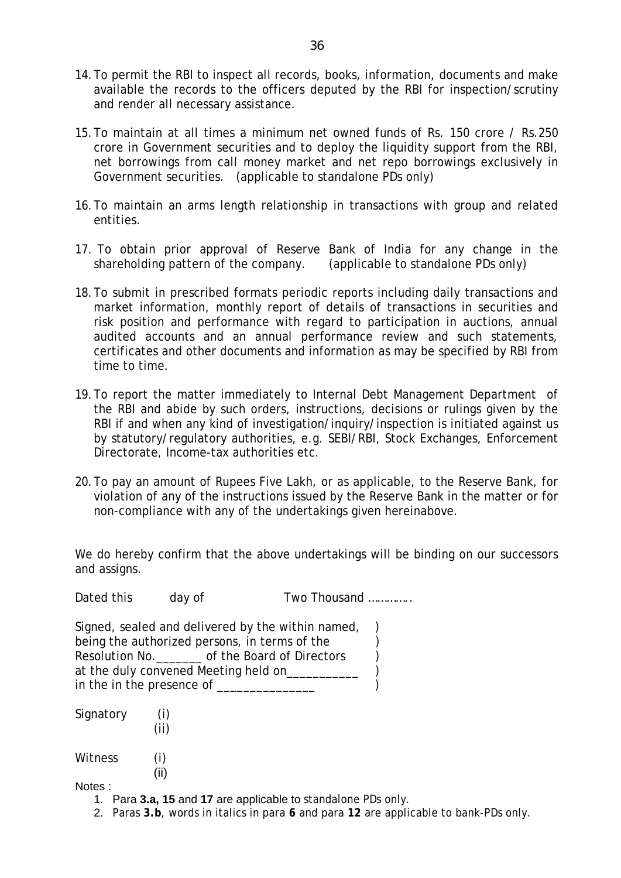14. To permit the RBI to inspect all records, books, information, documents and make available the records to the officers deputed by the RBI for inspection/scrutiny and render all necessary assistance.

15. To maintain at all times a minimum net owned funds of Rs. 150 crore / Rs.250 crore in Government securities and to deploy the liquidity support from the RBI, net borrowings from call money market and net repo borrowings exclusively in Government securities. (applicable to standalone PDs only)

16. To maintain an arms length relationship in transactions with group and related entities.

17. To obtain prior approval of Reserve Bank of India for any change in the shareholding pattern of the company. (applicable to standalone PDs only)

18. To submit in prescribed formats periodic reports including daily transactions and market information, monthly report of details of transactions in securities and risk position and performance with regard to participation in auctions, annual audited accounts and an annual performance review and such statements, certificates and other documents and information as may be specified by RBI from time to time.

19. To report the matter immediately to Internal Debt Management Department of the RBI and abide by such orders, instructions, decisions or rulings given by the RBI if and when any kind of investigation/inquiry/inspection is initiated against us by statutory/regulatory authorities, e.g. SEBI/RBI, Stock Exchanges, Enforcement Directorate, Income-tax authorities etc.

20. To pay an amount of Rupees Five Lakh, or as applicable, to the Reserve Bank, for violation of any of the instructions issued by the Reserve Bank in the matter or for non-compliance with any of the undertakings given hereinabove.

We do hereby confirm that the above undertakings will be binding on our successors and assigns.

Dated this day of Two Thousand ………….

Signed, sealed and delivered by the within named, )
being the authorized persons, in terms of the )
Resolution No._______ of the Board of Directors )
at the duly convened Meeting held on___________ )
in the in the presence of _______________ )

Signatory (i)
(ii)

Witness (i)
(ii)

Notes :

1. Para **3.a, 15** and **17** are applicable to standalone PDs only.
2. Paras **3.b**, words in italics in para **6** and para **12** are applicable to bank-PDs only.